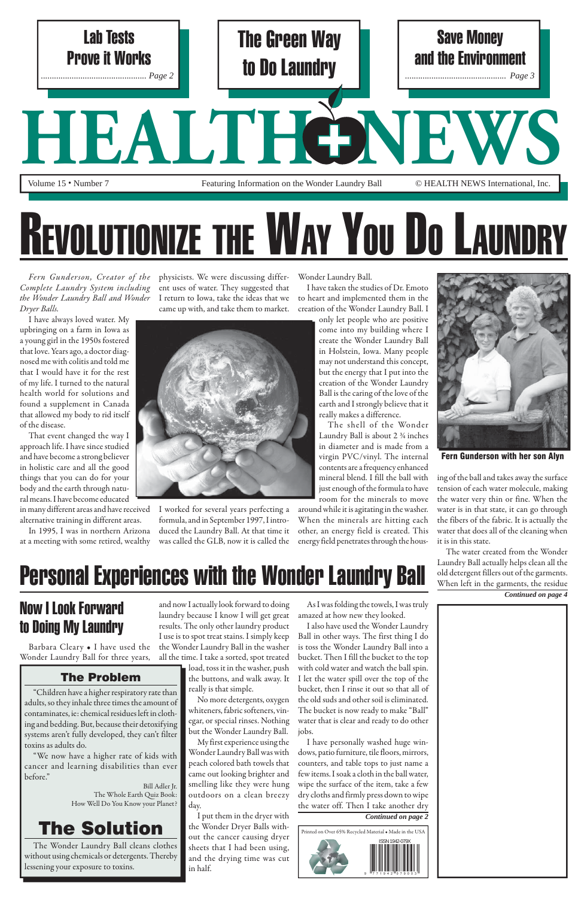Lab Tests Prove it Works ........ Page 2

The Green Way to Do Laundry

Save Money and the Environment ........ Page 3

# HEALTH NEWS

Volume 15 • Number 7 — Featuring Information on the Wonder Laundry Ball — © HEALTH NEWS International, Inc.

# Revolutionize the Way You Do Laundry

*Fern Gunderson, Creator of the Complete Laundry System including the Wonder Laundry Ball and Wonder Dryer Balls.*

I have always loved water. My upbringing on a farm in Iowa as a young girl in the 1950s fostered that love. Years ago, a doctor diagnosed me with colitis and told me that I would have it for the rest of my life. I turned to the natural health world for solutions and found a supplement in Canada that allowed my body to rid itself of the disease.

That event changed the way I approach life. I have since studied and have become a strong believer in holistic care and all the good things that you can do for your body and the earth through natural means. I have become educated in many different areas and have received alternative training in different areas.

In 1995, I was in northern Arizona at a meeting with some retired, wealthy physicists. We were discussing different uses of water. They suggested that I return to Iowa, take the ideas that we came up with, and take them to market.

I worked for several years perfecting a formula, and in September 1997, I introduced the Laundry Ball. At that time it was called the GLB, now it is called the Wonder Laundry Ball.

I have taken the studies of Dr. Emoto to heart and implemented them in the creation of the Wonder Laundry Ball. I only let people who are positive come into my building where I create the Wonder Laundry Ball in Holstein, Iowa. Many people may not understand this concept, but the energy that I put into the creation of the Wonder Laundry Ball is the caring of the love of the earth and I strongly believe that it really makes a difference.

The shell of the Wonder Laundry Ball is about 2 ¾ inches in diameter and is made from a virgin PVC/vinyl. The internal contents are a frequency enhanced mineral blend. I fill the ball with just enough of the formula to have room for the minerals to move around while it is agitating in the washer. When the minerals are hitting each other, an energy field is created. This energy field penetrates through the housing of the ball and takes away the surface tension of each water molecule, making the water very thin or fine. When the water is in that state, it can go through the fibers of the fabric. It is actually the water that does all of the cleaning when it is in this state.

Fern Gunderson with her son Alyn

The water created from the Wonder Laundry Ball actually helps clean all the old detergent fillers out of the garments. When left in the garments, the residue

*Continued on page 4*

# Personal Experiences with the Wonder Laundry Ball

## Now I Look Forward to Doing My Laundry

Barbara Cleary • I have used the Wonder Laundry Ball for three years, and now I actually look forward to doing laundry because I know I will get great results. The only other laundry product I use is to spot treat stains. I simply keep the Wonder Laundry Ball in the washer all the time. I take a sorted, spot treated load, toss it in the washer, push the buttons, and walk away. It really is that simple.

No more detergents, oxygen whiteners, fabric softeners, vinegar, or special rinses. Nothing but the Wonder Laundry Ball.

My first experience using the Wonder Laundry Ball was with peach colored bath towels that came out looking brighter and smelling like they were hung outdoors on a clean breezy day.

I put them in the dryer with the Wonder Dryer Balls without the cancer causing dryer sheets that I had been using, and the drying time was cut in half.

As I was folding the towels, I was truly amazed at how new they looked.

I also have used the Wonder Laundry Ball in other ways. The first thing I do is toss the Wonder Laundry Ball into a bucket. Then I fill the bucket to the top with cold water and watch the ball spin. I let the water spill over the top of the bucket, then I rinse it out so that all of the old suds and other soil is eliminated. The bucket is now ready to make "Ball" water that is clear and ready to do other jobs.

I have personally washed huge windows, patio furniture, tile floors, mirrors, counters, and table tops to just name a few items. I soak a cloth in the ball water, wipe the surface of the item, take a few dry cloths and firmly press down to wipe the water off. Then I take another dry

*Continued on page 2*

### The Problem

"Children have a higher respiratory rate than adults, so they inhale three times the amount of contaminates, ie: chemical residues left in clothing and bedding. But, because their detoxifying systems aren't fully developed, they can't filter toxins as adults do.

"We now have a higher rate of kids with cancer and learning disabilities than ever before."

Bill Adler Jr.
The Whole Earth Quiz Book:
How Well Do You Know your Planet?

## The Solution

The Wonder Laundry Ball cleans clothes without using chemicals or detergents. Thereby lessening your exposure to toxins.

Printed on Over 65% Recycled Material • Made in the USA

ISSN 1942-079X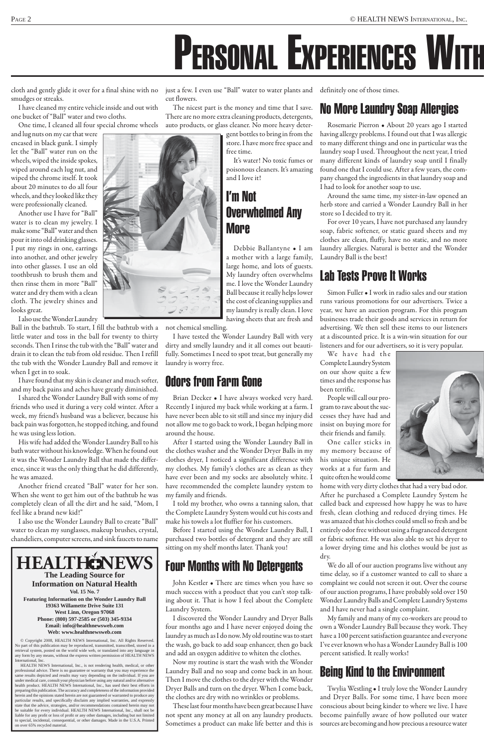# Personal Experiences With

cloth and gently glide it over for a final shine with no smudges or streaks.

I have cleaned my entire vehicle inside and out with one bucket of "Ball" water and two cloths.

One time, I cleaned all four special chrome wheels and lug nuts on my car that were encased in black gunk. I simply let the "Ball" water run on the wheels, wiped the inside spokes, wiped around each lug nut, and wiped the chrome itself. It took about 20 minutes to do all four wheels, and they looked like they were professionally cleaned.

Another use I have for "Ball" water is to clean my jewelry. I make some "Ball" water and then pour it into old drinking glasses. I put my rings in one, earrings into another, and other jewelry into other glasses. I use an old toothbrush to brush them and then rinse them in more "Ball" water and dry them with a clean cloth. The jewelry shines and looks great.

I also use the Wonder Laundry Ball in the bathtub. To start, I fill the bathtub with a little water and toss in the ball for twenty to thirty seconds. Then I rinse the tub with the "Ball" water and drain it to clean the tub from old residue. Then I refill the tub with the Wonder Laundry Ball and remove it when I get in to soak.

I have found that my skin is cleaner and much softer, and my back pains and aches have greatly diminished.

I shared the Wonder Laundry Ball with some of my friends who used it during a very cold winter. After a week, my friend's husband was a believer, because his back pain was forgotten, he stopped itching, and found he was using less lotion.

His wife had added the Wonder Laundry Ball to his bath water without his knowledge. When he found out it was the Wonder Laundry Ball that made the difference, since it was the only thing that he did differently, he was amazed.

Another friend created "Ball" water for her son. When she went to get him out of the bathtub he was completely clean of all the dirt and he said, "Mom, I feel like a brand new kid!"

I also use the Wonder Laundry Ball to create "Ball" water to clean my sunglasses, makeup brushes, crystal, chandeliers, computer screens, and sink faucets to name just a few. I even use "Ball" water to water plants and cut flowers.

The nicest part is the money and time that I save. There are no more extra cleaning products, detergents, auto products, or glass cleaner. No more heavy detergent bottles to bring in from the store. I have more free space and free time.

It's water! No toxic fumes or poisonous cleaners. It's amazing and I love it!

## I'm Not Overwhelmed Any More

Debbie Ballantyne • I am a mother with a large family, large home, and lots of guests. My laundry often overwhelms me. I love the Wonder Laundry Ball because it really helps lower the cost of cleaning supplies and my laundry is really clean. I love having sheets that are fresh and not chemical smelling.

I have tested the Wonder Laundry Ball with very dirty and smelly laundry and it all comes out beautifully. Sometimes I need to spot treat, but generally my laundry is worry free.

## Odors from Farm Gone

Brian Decker • I have always worked very hard. Recently I injured my back while working at a farm. I have never been able to sit still and since my injury did not allow me to go back to work, I began helping more around the house.

After I started using the Wonder Laundry Ball in the clothes washer and the Wonder Dryer Balls in my clothes dryer, I noticed a significant difference with my clothes. My family's clothes are as clean as they have ever been and my socks are absolutely white. I have recommended the complete laundry system to my family and friends.

I told my brother, who owns a tanning salon, that the Complete Laundry System would cut his costs and make his towels a lot fluffier for his customers.

Before I started using the Wonder Laundry Ball, I purchased two bottles of detergent and they are still sitting on my shelf months later. Thank you!

## Four Months with No Detergents

John Kestler • There are times when you have so much success with a product that you can't stop talking about it. That is how I feel about the Complete Laundry System.

I discovered the Wonder Laundry and Dryer Balls four months ago and I have never enjoyed doing the laundry as much as I do now. My old routine was to start the wash, go back to add soap enhancer, then go back and add an oxygen additive to whiten the clothes.

Now my routine is start the wash with the Wonder Laundry Ball and no soap and come back in an hour. Then I move the clothes to the dryer with the Wonder Dryer Balls and turn on the dryer. When I come back, the clothes are dry with no wrinkles or problems.

These last four months have been great because I have not spent any money at all on any laundry products. Sometimes a product can make life better and this is definitely one of those times.

## No More Laundry Soap Allergies

Rosemarie Pierron • About 20 years ago I started having allergy problems. I found out that I was allergic to many different things and one in particular was the laundry soap I used. Throughout the next year, I tried many different kinds of laundry soap until I finally found one that I could use. After a few years, the company changed the ingredients in that laundry soap and I had to look for another soap to use.

Around the same time, my sister-in-law opened an herb store and carried a Wonder Laundry Ball in her store so I decided to try it.

For over 10 years, I have not purchased any laundry soap, fabric softener, or static guard sheets and my clothes are clean, fluffy, have no static, and no more laundry allergies. Natural is better and the Wonder Laundry Ball is the best!

## Lab Tests Prove It Works

Simon Fuller • I work in radio sales and our station runs various promotions for our advertisers. Twice a year, we have an auction program. For this program businesses trade their goods and services in return for advertising. We then sell these items to our listeners at a discounted price. It is a win-win situation for our listeners and for our advertisers, so it is very popular.

We have had the Complete Laundry System on our show quite a few times and the response has been terrific.

People will call our program to rave about the successes they have had and insist on buying more for their friends and family.

One caller sticks in my memory because of his unique situation. He works at a fur farm and quite often he would come home with very dirty clothes that had a very bad odor. After he purchased a Complete Laundry System he called back and expressed how happy he was to have fresh, clean clothing and reduced drying times. He was amazed that his clothes could smell so fresh and be entirely odor free without using a fragranced detergent or fabric softener. He was also able to set his dryer to a lower drying time and his clothes would be just as dry.

We do all of our auction programs live without any time delay, so if a customer wanted to call to share a complaint we could not screen it out. Over the course of our auction programs, I have probably sold over 150 Wonder Laundry Balls and Complete Laundry Systems and I have never had a single complaint.

My family and many of my co-workers are proud to own a Wonder Laundry Ball because they work. They have a 100 percent satisfaction guarantee and everyone I've ever known who has a Wonder Laundry Ball is 100 percent satisfied. It really works!

## Being Kind to the Environment

Twylia Westling • I truly love the Wonder Laundry and Dryer Balls. For some time, I have been more conscious about being kinder to where we live. I have become painfully aware of how polluted our water sources are becoming and how precious a resource water

---

**HEALTH NEWS**
**The Leading Source for Information on Natural Health**
**Vol. 15 No. 7**
**Featuring Information on the Wonder Laundry Ball**
**19363 Willamette Drive Suite 131**
**West Linn, Oregon 97068**
**Phone: (800) 597-2585 or (503) 345-9334**
**Email: info@healthnewsweb.com**
**Web: www.healthnewsweb.com**

© Copyright 2008, HEALTH NEWS International, Inc. All Rights Reserved. No part of this publication may be reproduced, transmitted, transcribed, stored in a retrieval system, posted on the world wide web, or translated into any language in any form by any means, without the express written permission of HEALTH NEWS International, Inc.

HEALTH NEWS International, Inc., is not rendering health, medical, or other professional advice. There is no guarantee or warranty that you may experience the same results depicted and results may vary depending on the individual. If you are under medical care, consult your physician before using any natural and/or alternative health product. HEALTH NEWS International, Inc., has used their best efforts in preparing this publication. The accuracy and completeness of the information provided herein and the opinions stated herein are not guaranteed or warranted to produce any particular results, and specifically disclaim any implied warranties, and expressly state that the advice, strategies, and/or recommendations contained herein may not be suitable for every individual. HEALTH NEWS International, Inc., shall not be liable for any profit or loss of profit or any other damages, including but not limited to special, incidental, consequential, or other damages. Made in the U.S.A. Printed on over 65% recycled material.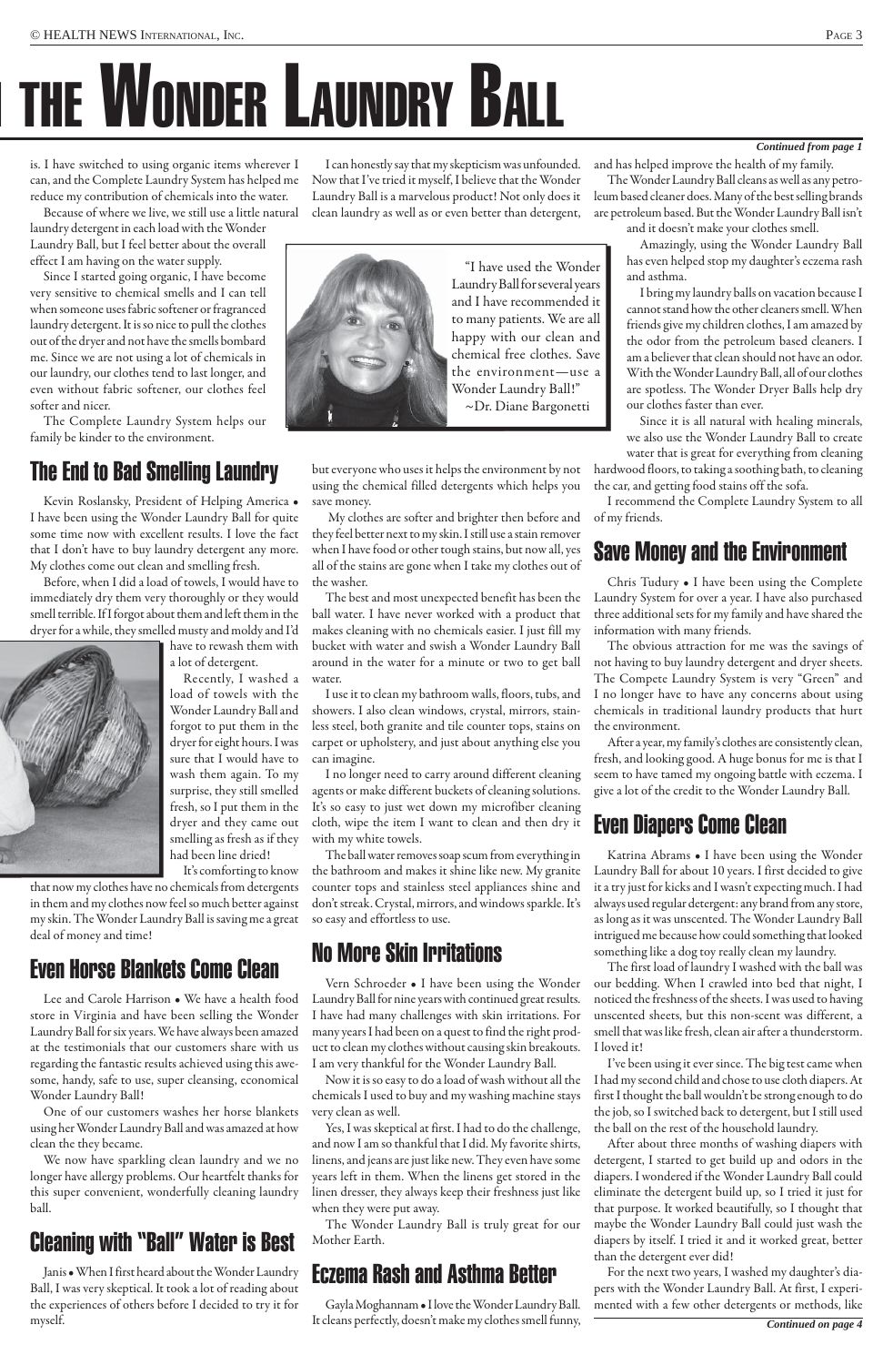# THE WONDER LAUNDRY BALL

*Continued from page 1*

is. I have switched to using organic items wherever I can, and the Complete Laundry System has helped me reduce my contribution of chemicals into the water.

Because of where we live, we still use a little natural laundry detergent in each load with the Wonder Laundry Ball, but I feel better about the overall effect I am having on the water supply.

Since I started going organic, I have become very sensitive to chemical smells and I can tell when someone uses fabric softener or fragranced laundry detergent. It is so nice to pull the clothes out of the dryer and not have the smells bombard me. Since we are not using a lot of chemicals in our laundry, our clothes tend to last longer, and even without fabric softener, our clothes feel softer and nicer.

The Complete Laundry System helps our family be kinder to the environment.

## The End to Bad Smelling Laundry

Kevin Roslansky, President of Helping America • I have been using the Wonder Laundry Ball for quite some time now with excellent results. I love the fact that I don't have to buy laundry detergent any more. My clothes come out clean and smelling fresh.

Before, when I did a load of towels, I would have to immediately dry them very thoroughly or they would smell terrible. If I forgot about them and left them in the dryer for a while, they smelled musty and moldy and I'd have to rewash them with a lot of detergent.

Recently, I washed a load of towels with the Wonder Laundry Ball and forgot to put them in the dryer for eight hours. I was sure that I would have to wash them again. To my surprise, they still smelled fresh, so I put them in the dryer and they came out smelling as fresh as if they had been line dried!

It's comforting to know that now my clothes have no chemicals from detergents in them and my clothes now feel so much better against my skin. The Wonder Laundry Ball is saving me a great deal of money and time!

## Even Horse Blankets Come Clean

Lee and Carole Harrison • We have a health food store in Virginia and have been selling the Wonder Laundry Ball for six years. We have always been amazed at the testimonials that our customers share with us regarding the fantastic results achieved using this awesome, handy, safe to use, super cleansing, economical Wonder Laundry Ball!

One of our customers washes her horse blankets using her Wonder Laundry Ball and was amazed at how clean the they became.

We now have sparkling clean laundry and we no longer have allergy problems. Our heartfelt thanks for this super convenient, wonderfully cleaning laundry ball.

## Cleaning with "Ball" Water is Best

Janis • When I first heard about the Wonder Laundry Ball, I was very skeptical. It took a lot of reading about the experiences of others before I decided to try it for myself.

I can honestly say that my skepticism was unfounded. Now that I've tried it myself, I believe that the Wonder Laundry Ball is a marvelous product! Not only does it clean laundry as well as or even better than detergent,

> "I have used the Wonder Laundry Ball for several years and I have recommended it to many patients. We are all happy with our clean and chemical free clothes. Save the environment—use a Wonder Laundry Ball!"
> ~Dr. Diane Bargonetti

but everyone who uses it helps the environment by not using the chemical filled detergents which helps you save money.

My clothes are softer and brighter then before and they feel better next to my skin. I still use a stain remover when I have food or other tough stains, but now all, yes all of the stains are gone when I take my clothes out of the washer.

The best and most unexpected benefit has been the ball water. I have never worked with a product that makes cleaning with no chemicals easier. I just fill my bucket with water and swish a Wonder Laundry Ball around in the water for a minute or two to get ball water.

I use it to clean my bathroom walls, floors, tubs, and showers. I also clean windows, crystal, mirrors, stainless steel, both granite and tile counter tops, stains on carpet or upholstery, and just about anything else you can imagine.

I no longer need to carry around different cleaning agents or make different buckets of cleaning solutions. It's so easy to just wet down my microfiber cleaning cloth, wipe the item I want to clean and then dry it with my white towels.

The ball water removes soap scum from everything in the bathroom and makes it shine like new. My granite counter tops and stainless steel appliances shine and don't streak. Crystal, mirrors, and windows sparkle. It's so easy and effortless to use.

## No More Skin Irritations

Vern Schroeder • I have been using the Wonder Laundry Ball for nine years with continued great results. I have had many challenges with skin irritations. For many years I had been on a quest to find the right product to clean my clothes without causing skin breakouts. I am very thankful for the Wonder Laundry Ball.

Now it is so easy to do a load of wash without all the chemicals I used to buy and my washing machine stays very clean as well.

Yes, I was skeptical at first. I had to do the challenge, and now I am so thankful that I did. My favorite shirts, linens, and jeans are just like new. They even have some years left in them. When the linens get stored in the linen dresser, they always keep their freshness just like when they were put away.

The Wonder Laundry Ball is truly great for our Mother Earth.

## Eczema Rash and Asthma Better

Gayla Moghannam • I love the Wonder Laundry Ball. It cleans perfectly, doesn't make my clothes smell funny, and has helped improve the health of my family.

The Wonder Laundry Ball cleans as well as any petroleum based cleaner does. Many of the best selling brands are petroleum based. But the Wonder Laundry Ball isn't and it doesn't make your clothes smell.

Amazingly, using the Wonder Laundry Ball has even helped stop my daughter's eczema rash and asthma.

I bring my laundry balls on vacation because I cannot stand how the other cleaners smell. When friends give my children clothes, I am amazed by the odor from the petroleum based cleaners. I am a believer that clean should not have an odor. With the Wonder Laundry Ball, all of our clothes are spotless. The Wonder Dryer Balls help dry our clothes faster than ever.

Since it is all natural with healing minerals, we also use the Wonder Laundry Ball to create water that is great for everything from cleaning hardwood floors, to taking a soothing bath, to cleaning the car, and getting food stains off the sofa.

I recommend the Complete Laundry System to all of my friends.

## Save Money and the Environment

Chris Tudury • I have been using the Complete Laundry System for over a year. I have also purchased three additional sets for my family and have shared the information with many friends.

The obvious attraction for me was the savings of not having to buy laundry detergent and dryer sheets. The Compete Laundry System is very "Green" and I no longer have to have any concerns about using chemicals in traditional laundry products that hurt the environment.

After a year, my family's clothes are consistently clean, fresh, and looking good. A huge bonus for me is that I seem to have tamed my ongoing battle with eczema. I give a lot of the credit to the Wonder Laundry Ball.

## Even Diapers Come Clean

Katrina Abrams • I have been using the Wonder Laundry Ball for about 10 years. I first decided to give it a try just for kicks and I wasn't expecting much. I had always used regular detergent: any brand from any store, as long as it was unscented. The Wonder Laundry Ball intrigued me because how could something that looked something like a dog toy really clean my laundry.

The first load of laundry I washed with the ball was our bedding. When I crawled into bed that night, I noticed the freshness of the sheets. I was used to having unscented sheets, but this non-scent was different, a smell that was like fresh, clean air after a thunderstorm. I loved it!

I've been using it ever since. The big test came when I had my second child and chose to use cloth diapers. At first I thought the ball wouldn't be strong enough to do the job, so I switched back to detergent, but I still used the ball on the rest of the household laundry.

After about three months of washing diapers with detergent, I started to get build up and odors in the diapers. I wondered if the Wonder Laundry Ball could eliminate the detergent build up, so I tried it just for that purpose. It worked beautifully, so I thought that maybe the Wonder Laundry Ball could just wash the diapers by itself. I tried it and it worked great, better than the detergent ever did!

For the next two years, I washed my daughter's diapers with the Wonder Laundry Ball. At first, I experimented with a few other detergents or methods, like

*Continued on page 4*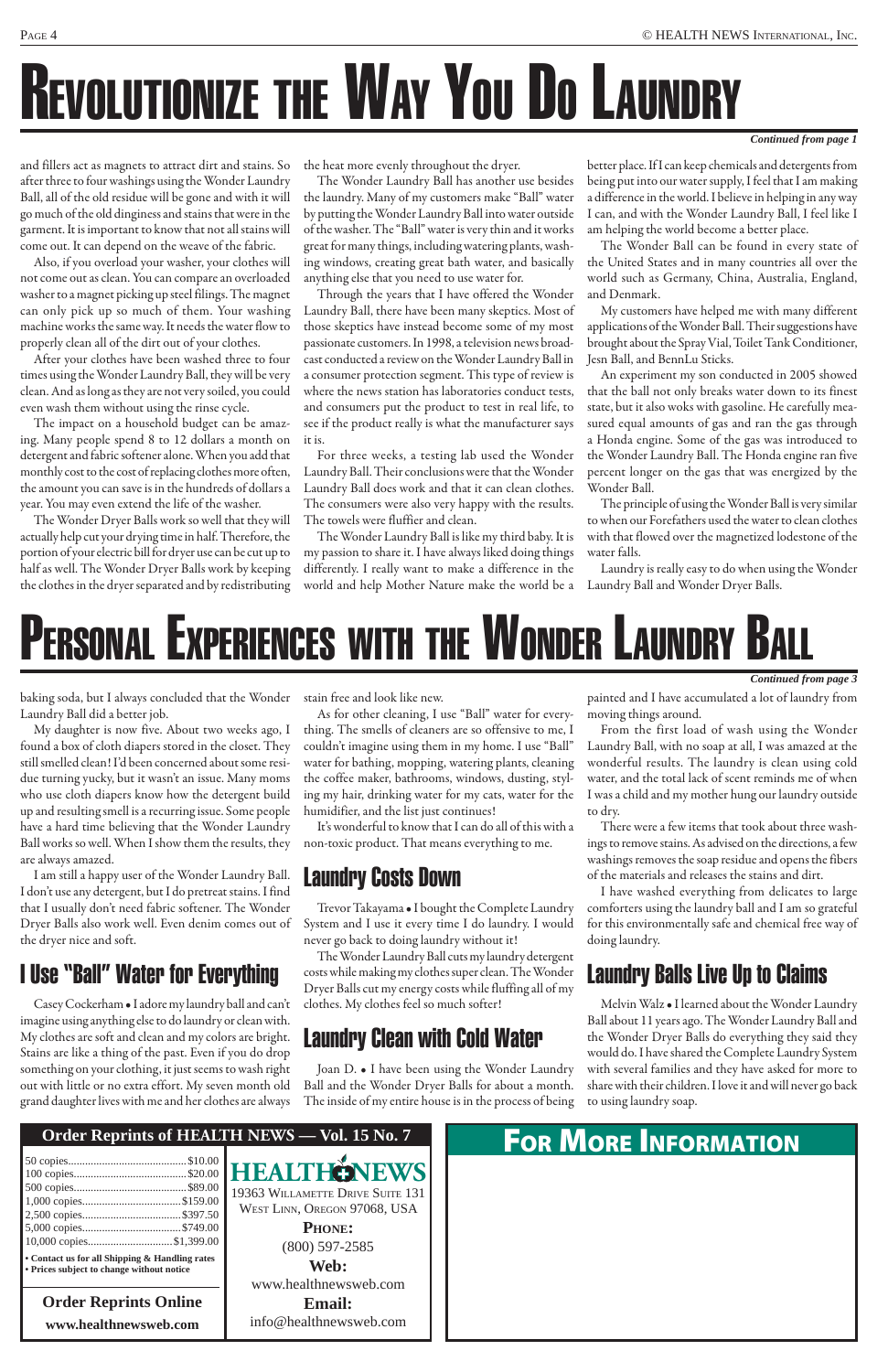# Revolutionize the Way You Do Laundry

*Continued from page 1*

and fillers act as magnets to attract dirt and stains. So after three to four washings using the Wonder Laundry Ball, all of the old residue will be gone and with it will go much of the old dinginess and stains that were in the garment. It is important to know that not all stains will come out. It can depend on the weave of the fabric.

Also, if you overload your washer, your clothes will not come out as clean. You can compare an overloaded washer to a magnet picking up steel filings. The magnet can only pick up so much of them. Your washing machine works the same way. It needs the water flow to properly clean all of the dirt out of your clothes.

After your clothes have been washed three to four times using the Wonder Laundry Ball, they will be very clean. And as long as they are not very soiled, you could even wash them without using the rinse cycle.

The impact on a household budget can be amazing. Many people spend 8 to 12 dollars a month on detergent and fabric softener alone. When you add that monthly cost to the cost of replacing clothes more often, the amount you can save is in the hundreds of dollars a year. You may even extend the life of the washer.

The Wonder Dryer Balls work so well that they will actually help cut your drying time in half. Therefore, the portion of your electric bill for dryer use can be cut up to half as well. The Wonder Dryer Balls work by keeping the clothes in the dryer separated and by redistributing the heat more evenly throughout the dryer.

The Wonder Laundry Ball has another use besides the laundry. Many of my customers make "Ball" water by putting the Wonder Laundry Ball into water outside of the washer. The "Ball" water is very thin and it works great for many things, including watering plants, washing windows, creating great bath water, and basically anything else that you need to use water for.

Through the years that I have offered the Wonder Laundry Ball, there have been many skeptics. Most of those skeptics have instead become some of my most passionate customers. In 1998, a television news broadcast conducted a review on the Wonder Laundry Ball in a consumer protection segment. This type of review is where the news station has laboratories conduct tests, and consumers put the product to test in real life, to see if the product really is what the manufacturer says it is.

For three weeks, a testing lab used the Wonder Laundry Ball. Their conclusions were that the Wonder Laundry Ball does work and that it can clean clothes. The consumers were also very happy with the results. The towels were fluffier and clean.

The Wonder Laundry Ball is like my third baby. It is my passion to share it. I have always liked doing things differently. I really want to make a difference in the world and help Mother Nature make the world be a better place. If I can keep chemicals and detergents from being put into our water supply, I feel that I am making a difference in the world. I believe in helping in any way I can, and with the Wonder Laundry Ball, I feel like I am helping the world become a better place.

The Wonder Ball can be found in every state of the United States and in many countries all over the world such as Germany, China, Australia, England, and Denmark.

My customers have helped me with many different applications of the Wonder Ball. Their suggestions have brought about the Spray Vial, Toilet Tank Conditioner, Jesn Ball, and BennLu Sticks.

An experiment my son conducted in 2005 showed that the ball not only breaks water down to its finest state, but it also woks with gasoline. He carefully measured equal amounts of gas and ran the gas through a Honda engine. Some of the gas was introduced to the Wonder Laundry Ball. The Honda engine ran five percent longer on the gas that was energized by the Wonder Ball.

The principle of using the Wonder Ball is very similar to when our Forefathers used the water to clean clothes with that flowed over the magnetized lodestone of the water falls.

Laundry is really easy to do when using the Wonder Laundry Ball and Wonder Dryer Balls.

# Personal Experiences with the Wonder Laundry Ball

*Continued from page 3*

baking soda, but I always concluded that the Wonder Laundry Ball did a better job.

My daughter is now five. About two weeks ago, I found a box of cloth diapers stored in the closet. They still smelled clean! I'd been concerned about some residue turning yucky, but it wasn't an issue. Many moms who use cloth diapers know how the detergent build up and resulting smell is a recurring issue. Some people have a hard time believing that the Wonder Laundry Ball works so well. When I show them the results, they are always amazed.

I am still a happy user of the Wonder Laundry Ball. I don't use any detergent, but I do pretreat stains. I find that I usually don't need fabric softener. The Wonder Dryer Balls also work well. Even denim comes out of the dryer nice and soft.

## I Use "Ball" Water for Everything

Casey Cockerham • I adore my laundry ball and can't imagine using anything else to do laundry or clean with. My clothes are soft and clean and my colors are bright. Stains are like a thing of the past. Even if you do drop something on your clothing, it just seems to wash right out with little or no extra effort. My seven month old grand daughter lives with me and her clothes are always stain free and look like new.

As for other cleaning, I use "Ball" water for everything. The smells of cleaners are so offensive to me, I couldn't imagine using them in my home. I use "Ball" water for bathing, mopping, watering plants, cleaning the coffee maker, bathrooms, windows, dusting, styling my hair, drinking water for my cats, water for the humidifier, and the list just continues!

It's wonderful to know that I can do all of this with a non-toxic product. That means everything to me.

## Laundry Costs Down

Trevor Takayama • I bought the Complete Laundry System and I use it every time I do laundry. I would never go back to doing laundry without it!

The Wonder Laundry Ball cuts my laundry detergent costs while making my clothes super clean. The Wonder Dryer Balls cut my energy costs while fluffing all of my clothes. My clothes feel so much softer!

## Laundry Clean with Cold Water

Joan D. • I have been using the Wonder Laundry Ball and the Wonder Dryer Balls for about a month. The inside of my entire house is in the process of being painted and I have accumulated a lot of laundry from moving things around.

From the first load of wash using the Wonder Laundry Ball, with no soap at all, I was amazed at the wonderful results. The laundry is clean using cold water, and the total lack of scent reminds me of when I was a child and my mother hung our laundry outside to dry.

There were a few items that took about three washings to remove stains. As advised on the directions, a few washings removes the soap residue and opens the fibers of the materials and releases the stains and dirt.

I have washed everything from delicates to large comforters using the laundry ball and I am so grateful for this environmentally safe and chemical free way of doing laundry.

## Laundry Balls Live Up to Claims

Melvin Walz • I learned about the Wonder Laundry Ball about 11 years ago. The Wonder Laundry Ball and the Wonder Dryer Balls do everything they said they would do. I have shared the Complete Laundry System with several families and they have asked for more to share with their children. I love it and will never go back to using laundry soap.

## Order Reprints of HEALTH NEWS — Vol. 15 No. 7

| | |
|---|---|
| 50 copies | $10.00 |
| 100 copies | $20.00 |
| 500 copies | $89.00 |
| 1,000 copies | $159.00 |
| 2,500 copies | $397.50 |
| 5,000 copies | $749.00 |
| 10,000 copies | $1,399.00 |

- **Contact us for all Shipping & Handling rates**
- **Prices subject to change without notice**

**Order Reprints Online**
**www.healthnewsweb.com**

**HEALTH NEWS**
19363 Willamette Drive Suite 131
West Linn, Oregon 97068, USA

**Phone:**
(800) 597-2585

**Web:**
www.healthnewsweb.com

**Email:**
info@healthnewsweb.com

## For More Information